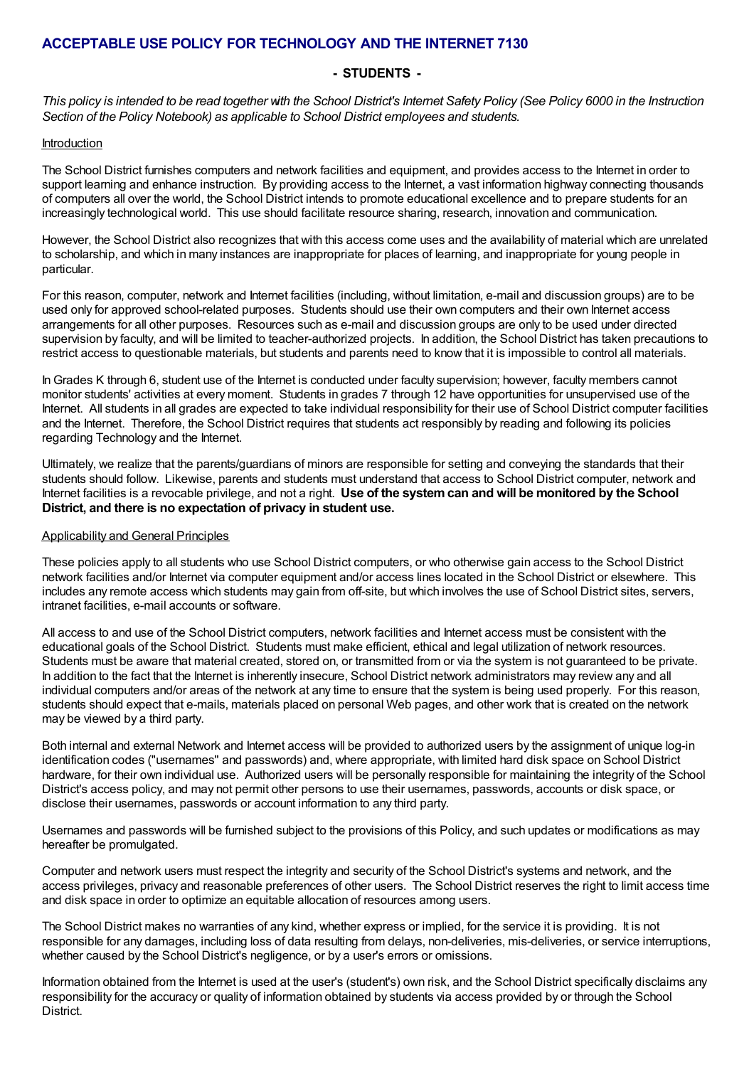# ACCEPTABLE USE POLICY FOR TECHNOLOGY AND THE INTERNET 7130

**- STUDENTS -**

*This policy is intended to be read together with the School District's Internet Safety Policy (See Policy 6000 in the Instruction Section of the Policy Notebook) as applicable to School District employees and students.*

<u>Introduction</u>

The School District furnishes computers and network facilities and equipment, and provides access to the Internet in order to support learning and enhance instruction. By providing access to the Internet, a vast information highway connecting thousands of computers all over the world, the School District intends to promote educational excellence and to prepare students for an increasingly technological world. This use should facilitate resource sharing, research, innovation and communication.

However, the School District also recognizes that with this access come uses and the availability of material which are unrelated to scholarship, and which in many instances are inappropriate for places of learning, and inappropriate for young people in particular.

For this reason, computer, network and Internet facilities (including, without limitation, e-mail and discussion groups) are to be used only for approved school-related purposes. Students should use their own computers and their own Internet access arrangements for all other purposes. Resources such as e-mail and discussion groups are only to be used under directed supervision by faculty, and will be limited to teacher-authorized projects. In addition, the School District has taken precautions to restrict access to questionable materials, but students and parents need to know that it is impossible to control all materials.

In Grades K through 6, student use of the Internet is conducted under faculty supervision; however, faculty members cannot monitor students' activities at every moment. Students in grades 7 through 12 have opportunities for unsupervised use of the Internet. All students in all grades are expected to take individual responsibility for their use of School District computer facilities and the Internet. Therefore, the School District requires that students act responsibly by reading and following its policies regarding Technology and the Internet.

Ultimately, we realize that the parents/guardians of minors are responsible for setting and conveying the standards that their students should follow. Likewise, parents and students must understand that access to School District computer, network and Internet facilities is a revocable privilege, and not a right. **Use of the system can and will be monitored by the School District, and there is no expectation of privacy in student use.**

<u>Applicability and General Principles</u>

These policies apply to all students who use School District computers, or who otherwise gain access to the School District network facilities and/or Internet via computer equipment and/or access lines located in the School District or elsewhere. This includes any remote access which students may gain from off-site, but which involves the use of School District sites, servers, intranet facilities, e-mail accounts or software.

All access to and use of the School District computers, network facilities and Internet access must be consistent with the educational goals of the School District. Students must make efficient, ethical and legal utilization of network resources. Students must be aware that material created, stored on, or transmitted from or via the system is not guaranteed to be private. In addition to the fact that the Internet is inherently insecure, School District network administrators may review any and all individual computers and/or areas of the network at any time to ensure that the system is being used properly. For this reason, students should expect that e-mails, materials placed on personal Web pages, and other work that is created on the network may be viewed by a third party.

Both internal and external Network and Internet access will be provided to authorized users by the assignment of unique log-in identification codes ("usernames" and passwords) and, where appropriate, with limited hard disk space on School District hardware, for their own individual use. Authorized users will be personally responsible for maintaining the integrity of the School District's access policy, and may not permit other persons to use their usernames, passwords, accounts or disk space, or disclose their usernames, passwords or account information to any third party.

Usernames and passwords will be furnished subject to the provisions of this Policy, and such updates or modifications as may hereafter be promulgated.

Computer and network users must respect the integrity and security of the School District's systems and network, and the access privileges, privacy and reasonable preferences of other users. The School District reserves the right to limit access time and disk space in order to optimize an equitable allocation of resources among users.

The School District makes no warranties of any kind, whether express or implied, for the service it is providing. It is not responsible for any damages, including loss of data resulting from delays, non-deliveries, mis-deliveries, or service interruptions, whether caused by the School District's negligence, or by a user's errors or omissions.

Information obtained from the Internet is used at the user's (student's) own risk, and the School District specifically disclaims any responsibility for the accuracy or quality of information obtained by students via access provided by or through the School District.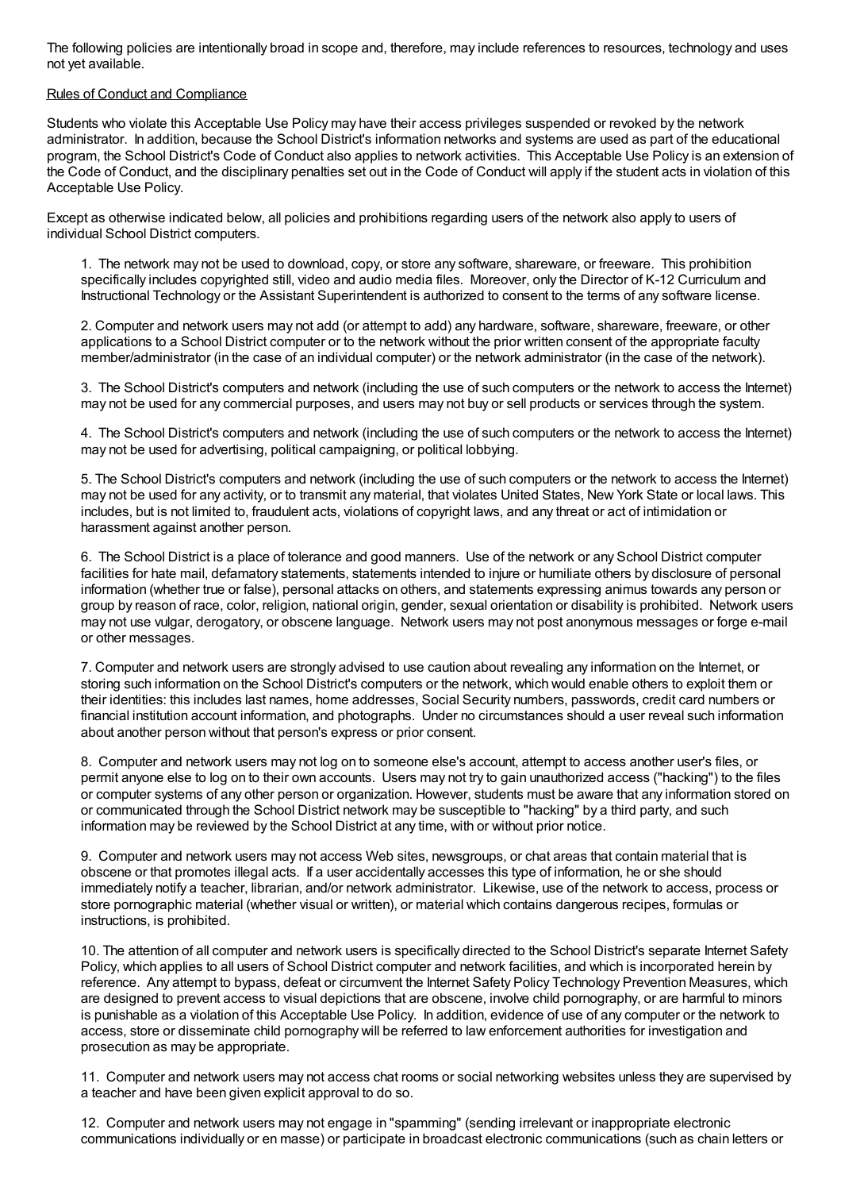The following policies are intentionally broad in scope and, therefore, may include references to resources, technology and uses not yet available.

Rules of Conduct and Compliance

Students who violate this Acceptable Use Policy may have their access privileges suspended or revoked by the network administrator. In addition, because the School District's information networks and systems are used as part of the educational program, the School District's Code of Conduct also applies to network activities. This Acceptable Use Policy is an extension of the Code of Conduct, and the disciplinary penalties set out in the Code of Conduct will apply if the student acts in violation of this Acceptable Use Policy.

Except as otherwise indicated below, all policies and prohibitions regarding users of the network also apply to users of individual School District computers.

1. The network may not be used to download, copy, or store any software, shareware, or freeware. This prohibition specifically includes copyrighted still, video and audio media files. Moreover, only the Director of K-12 Curriculum and Instructional Technology or the Assistant Superintendent is authorized to consent to the terms of any software license.

2. Computer and network users may not add (or attempt to add) any hardware, software, shareware, freeware, or other applications to a School District computer or to the network without the prior written consent of the appropriate faculty member/administrator (in the case of an individual computer) or the network administrator (in the case of the network).

3. The School District's computers and network (including the use of such computers or the network to access the Internet) may not be used for any commercial purposes, and users may not buy or sell products or services through the system.

4. The School District's computers and network (including the use of such computers or the network to access the Internet) may not be used for advertising, political campaigning, or political lobbying.

5. The School District's computers and network (including the use of such computers or the network to access the Internet) may not be used for any activity, or to transmit any material, that violates United States, New York State or local laws. This includes, but is not limited to, fraudulent acts, violations of copyright laws, and any threat or act of intimidation or harassment against another person.

6. The School District is a place of tolerance and good manners. Use of the network or any School District computer facilities for hate mail, defamatory statements, statements intended to injure or humiliate others by disclosure of personal information (whether true or false), personal attacks on others, and statements expressing animus towards any person or group by reason of race, color, religion, national origin, gender, sexual orientation or disability is prohibited. Network users may not use vulgar, derogatory, or obscene language. Network users may not post anonymous messages or forge e-mail or other messages.

7. Computer and network users are strongly advised to use caution about revealing any information on the Internet, or storing such information on the School District's computers or the network, which would enable others to exploit them or their identities: this includes last names, home addresses, Social Security numbers, passwords, credit card numbers or financial institution account information, and photographs. Under no circumstances should a user reveal such information about another person without that person's express or prior consent.

8. Computer and network users may not log on to someone else's account, attempt to access another user's files, or permit anyone else to log on to their own accounts. Users may not try to gain unauthorized access ("hacking") to the files or computer systems of any other person or organization. However, students must be aware that any information stored on or communicated through the School District network may be susceptible to "hacking" by a third party, and such information may be reviewed by the School District at any time, with or without prior notice.

9. Computer and network users may not access Web sites, newsgroups, or chat areas that contain material that is obscene or that promotes illegal acts. If a user accidentally accesses this type of information, he or she should immediately notify a teacher, librarian, and/or network administrator. Likewise, use of the network to access, process or store pornographic material (whether visual or written), or material which contains dangerous recipes, formulas or instructions, is prohibited.

10. The attention of all computer and network users is specifically directed to the School District's separate Internet Safety Policy, which applies to all users of School District computer and network facilities, and which is incorporated herein by reference. Any attempt to bypass, defeat or circumvent the Internet Safety Policy Technology Prevention Measures, which are designed to prevent access to visual depictions that are obscene, involve child pornography, or are harmful to minors is punishable as a violation of this Acceptable Use Policy. In addition, evidence of use of any computer or the network to access, store or disseminate child pornography will be referred to law enforcement authorities for investigation and prosecution as may be appropriate.

11. Computer and network users may not access chat rooms or social networking websites unless they are supervised by a teacher and have been given explicit approval to do so.

12. Computer and network users may not engage in "spamming" (sending irrelevant or inappropriate electronic communications individually or en masse) or participate in broadcast electronic communications (such as chain letters or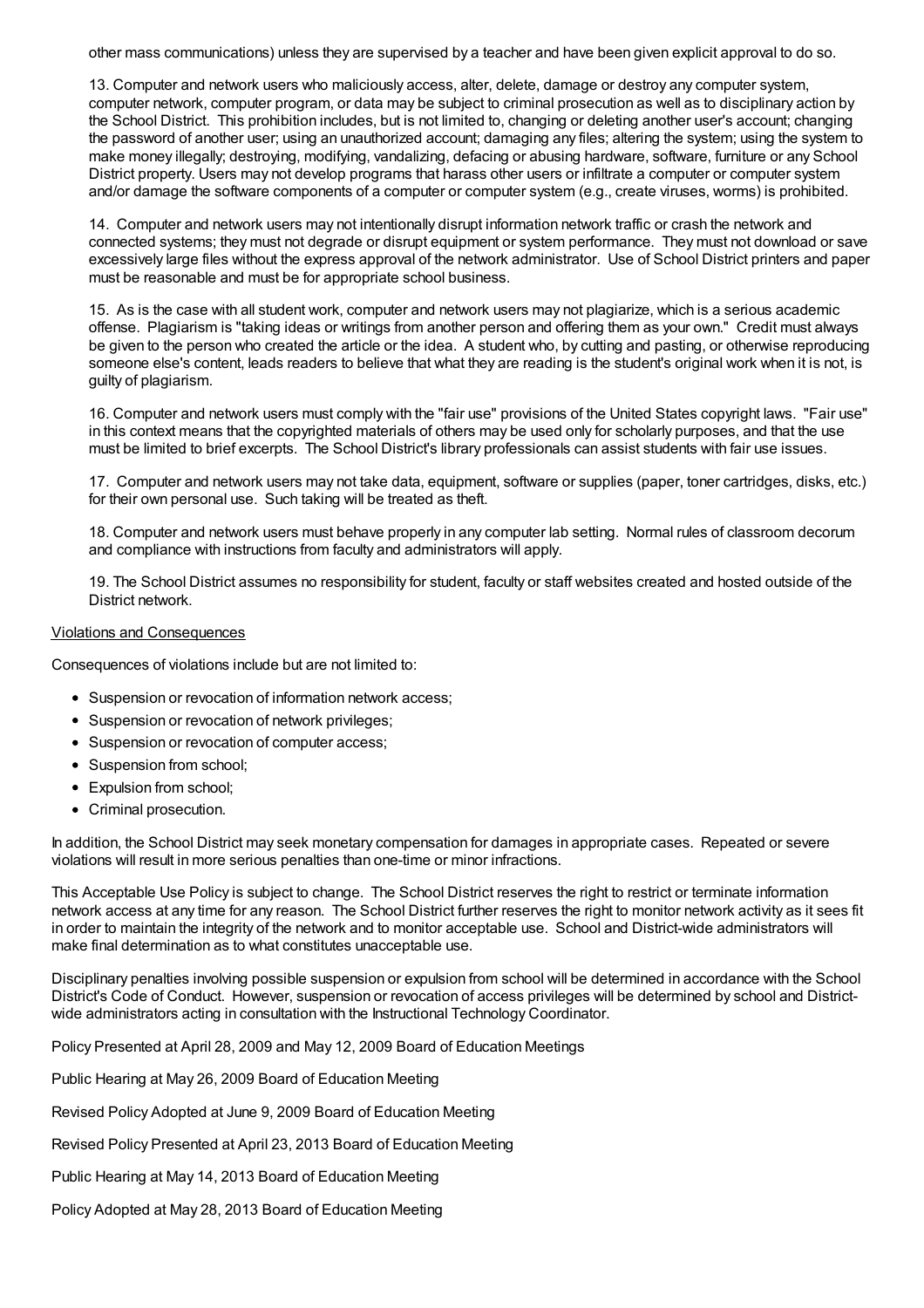other mass communications) unless they are supervised by a teacher and have been given explicit approval to do so.

13. Computer and network users who maliciously access, alter, delete, damage or destroy any computer system, computer network, computer program, or data may be subject to criminal prosecution as well as to disciplinary action by the School District. This prohibition includes, but is not limited to, changing or deleting another user's account; changing the password of another user; using an unauthorized account; damaging any files; altering the system; using the system to make money illegally; destroying, modifying, vandalizing, defacing or abusing hardware, software, furniture or any School District property. Users may not develop programs that harass other users or infiltrate a computer or computer system and/or damage the software components of a computer or computer system (e.g., create viruses, worms) is prohibited.

14. Computer and network users may not intentionally disrupt information network traffic or crash the network and connected systems; they must not degrade or disrupt equipment or system performance. They must not download or save excessively large files without the express approval of the network administrator. Use of School District printers and paper must be reasonable and must be for appropriate school business.

15. As is the case with all student work, computer and network users may not plagiarize, which is a serious academic offense. Plagiarism is "taking ideas or writings from another person and offering them as your own." Credit must always be given to the person who created the article or the idea. A student who, by cutting and pasting, or otherwise reproducing someone else's content, leads readers to believe that what they are reading is the student's original work when it is not, is guilty of plagiarism.

16. Computer and network users must comply with the "fair use" provisions of the United States copyright laws. "Fair use" in this context means that the copyrighted materials of others may be used only for scholarly purposes, and that the use must be limited to brief excerpts. The School District's library professionals can assist students with fair use issues.

17. Computer and network users may not take data, equipment, software or supplies (paper, toner cartridges, disks, etc.) for their own personal use. Such taking will be treated as theft.

18. Computer and network users must behave properly in any computer lab setting. Normal rules of classroom decorum and compliance with instructions from faculty and administrators will apply.

19. The School District assumes no responsibility for student, faculty or staff websites created and hosted outside of the District network.

Violations and Consequences

Consequences of violations include but are not limited to:

- Suspension or revocation of information network access;
- Suspension or revocation of network privileges;
- Suspension or revocation of computer access;
- Suspension from school;
- Expulsion from school;
- Criminal prosecution.

In addition, the School District may seek monetary compensation for damages in appropriate cases. Repeated or severe violations will result in more serious penalties than one-time or minor infractions.

This Acceptable Use Policy is subject to change. The School District reserves the right to restrict or terminate information network access at any time for any reason. The School District further reserves the right to monitor network activity as it sees fit in order to maintain the integrity of the network and to monitor acceptable use. School and District-wide administrators will make final determination as to what constitutes unacceptable use.

Disciplinary penalties involving possible suspension or expulsion from school will be determined in accordance with the School District's Code of Conduct. However, suspension or revocation of access privileges will be determined by school and District-wide administrators acting in consultation with the Instructional Technology Coordinator.

Policy Presented at April 28, 2009 and May 12, 2009 Board of Education Meetings

Public Hearing at May 26, 2009 Board of Education Meeting

Revised Policy Adopted at June 9, 2009 Board of Education Meeting

Revised Policy Presented at April 23, 2013 Board of Education Meeting

Public Hearing at May 14, 2013 Board of Education Meeting

Policy Adopted at May 28, 2013 Board of Education Meeting